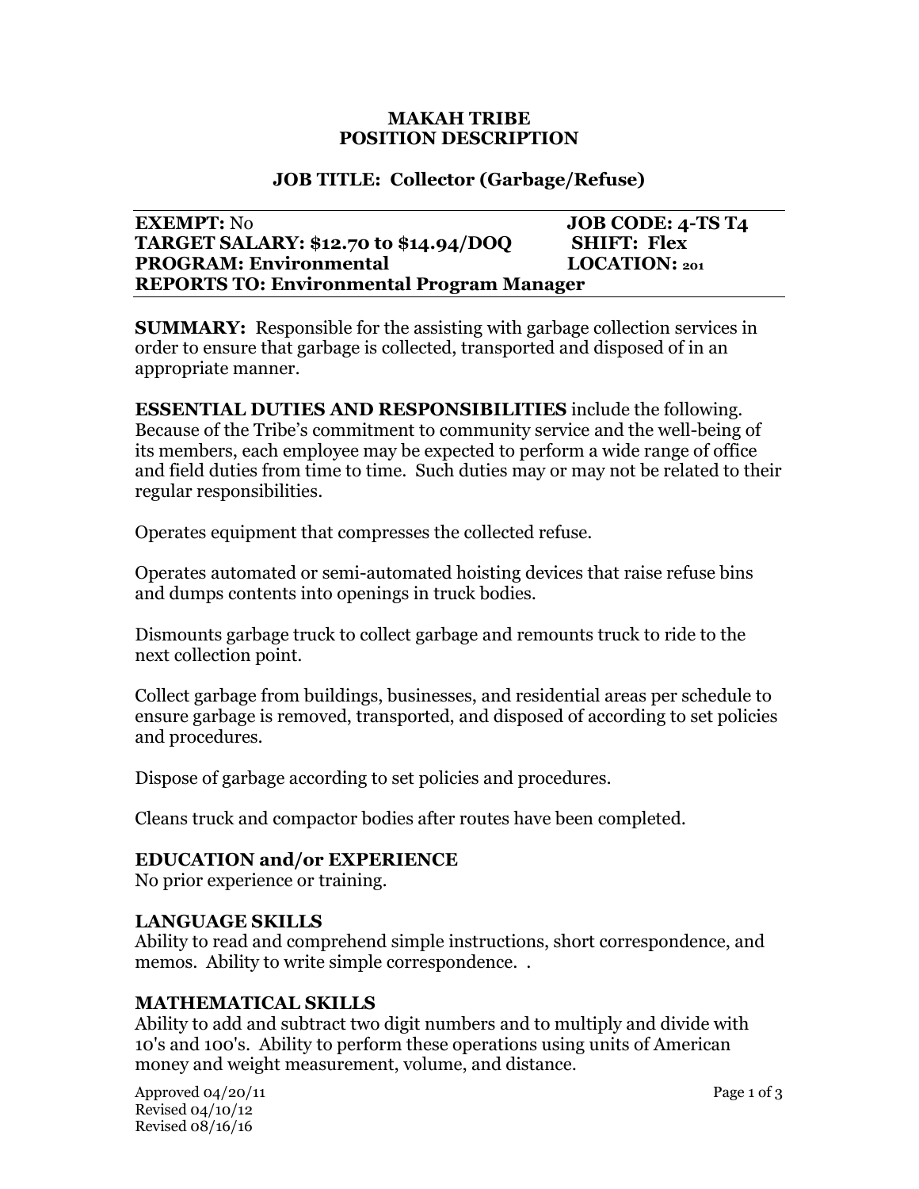# MAKAH TRIBE
# POSITION DESCRIPTION

## JOB TITLE: Collector (Garbage/Refuse)

**EXEMPT:** No | **JOB CODE: 4-TS T4**
**TARGET SALARY: $12.70 to $14.94/DOQ** | **SHIFT: Flex**
**PROGRAM: Environmental** | **LOCATION: 201**
**REPORTS TO: Environmental Program Manager**

**SUMMARY:** Responsible for the assisting with garbage collection services in order to ensure that garbage is collected, transported and disposed of in an appropriate manner.

**ESSENTIAL DUTIES AND RESPONSIBILITIES** include the following. Because of the Tribe's commitment to community service and the well-being of its members, each employee may be expected to perform a wide range of office and field duties from time to time. Such duties may or may not be related to their regular responsibilities.

Operates equipment that compresses the collected refuse.

Operates automated or semi-automated hoisting devices that raise refuse bins and dumps contents into openings in truck bodies.

Dismounts garbage truck to collect garbage and remounts truck to ride to the next collection point.

Collect garbage from buildings, businesses, and residential areas per schedule to ensure garbage is removed, transported, and disposed of according to set policies and procedures.

Dispose of garbage according to set policies and procedures.

Cleans truck and compactor bodies after routes have been completed.

### EDUCATION and/or EXPERIENCE

No prior experience or training.

### LANGUAGE SKILLS

Ability to read and comprehend simple instructions, short correspondence, and memos. Ability to write simple correspondence. .

### MATHEMATICAL SKILLS

Ability to add and subtract two digit numbers and to multiply and divide with 10's and 100's. Ability to perform these operations using units of American money and weight measurement, volume, and distance.

Approved 04/20/11
Revised 04/10/12
Revised 08/16/16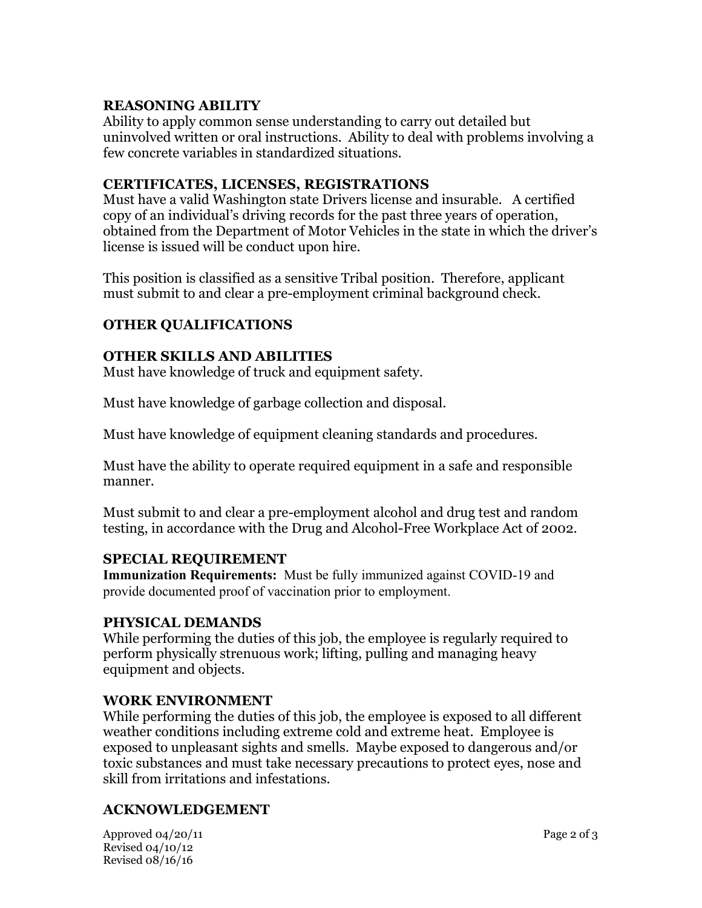## REASONING ABILITY

Ability to apply common sense understanding to carry out detailed but uninvolved written or oral instructions. Ability to deal with problems involving a few concrete variables in standardized situations.

## CERTIFICATES, LICENSES, REGISTRATIONS

Must have a valid Washington state Drivers license and insurable. A certified copy of an individual's driving records for the past three years of operation, obtained from the Department of Motor Vehicles in the state in which the driver's license is issued will be conduct upon hire.

This position is classified as a sensitive Tribal position. Therefore, applicant must submit to and clear a pre-employment criminal background check.

## OTHER QUALIFICATIONS

## OTHER SKILLS AND ABILITIES

Must have knowledge of truck and equipment safety.

Must have knowledge of garbage collection and disposal.

Must have knowledge of equipment cleaning standards and procedures.

Must have the ability to operate required equipment in a safe and responsible manner.

Must submit to and clear a pre-employment alcohol and drug test and random testing, in accordance with the Drug and Alcohol-Free Workplace Act of 2002.

## SPECIAL REQUIREMENT

**Immunization Requirements:** Must be fully immunized against COVID-19 and provide documented proof of vaccination prior to employment.

## PHYSICAL DEMANDS

While performing the duties of this job, the employee is regularly required to perform physically strenuous work; lifting, pulling and managing heavy equipment and objects.

## WORK ENVIRONMENT

While performing the duties of this job, the employee is exposed to all different weather conditions including extreme cold and extreme heat. Employee is exposed to unpleasant sights and smells. Maybe exposed to dangerous and/or toxic substances and must take necessary precautions to protect eyes, nose and skill from irritations and infestations.

## ACKNOWLEDGEMENT

Approved 04/20/11
Revised 04/10/12
Revised 08/16/16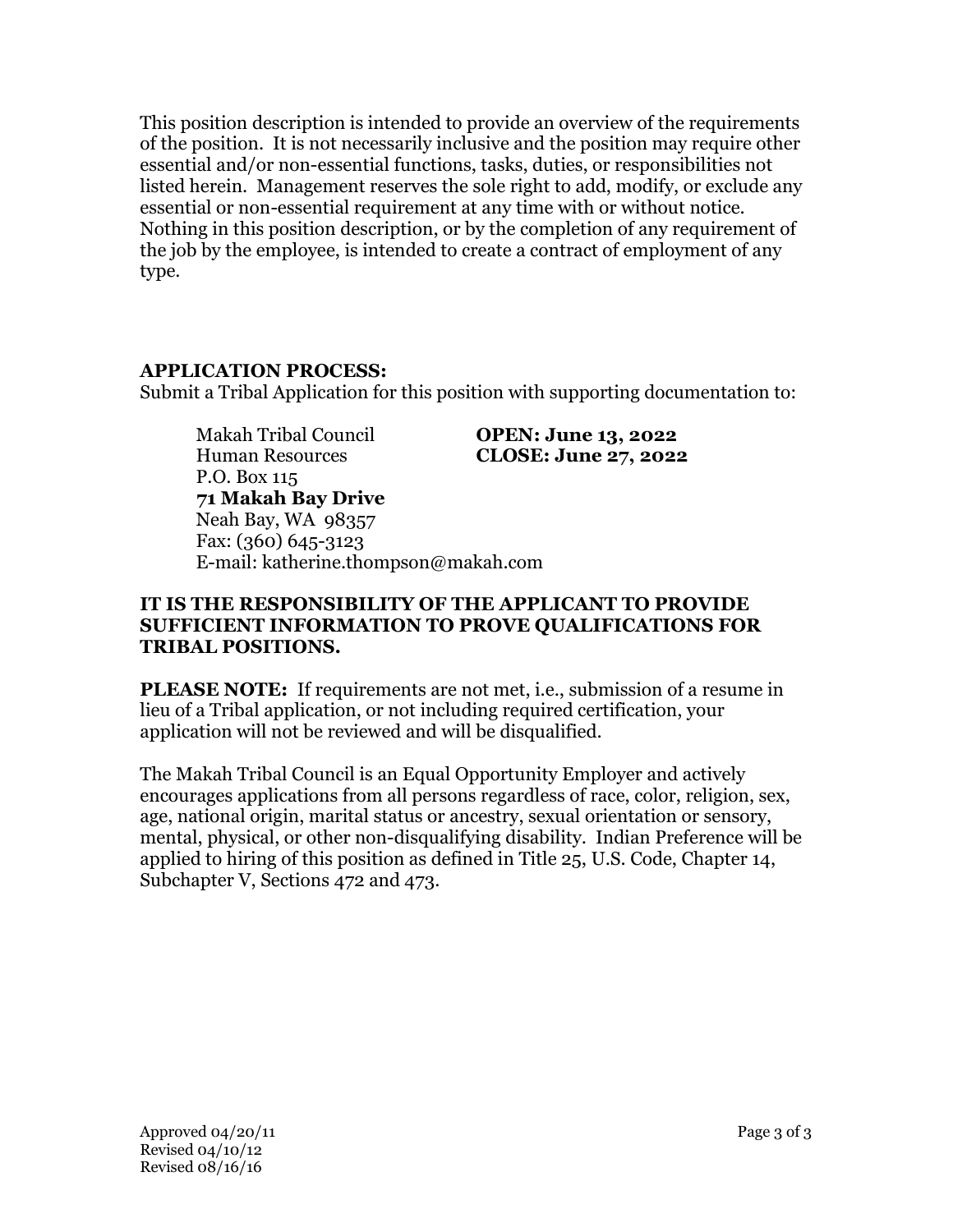This position description is intended to provide an overview of the requirements of the position. It is not necessarily inclusive and the position may require other essential and/or non-essential functions, tasks, duties, or responsibilities not listed herein. Management reserves the sole right to add, modify, or exclude any essential or non-essential requirement at any time with or without notice. Nothing in this position description, or by the completion of any requirement of the job by the employee, is intended to create a contract of employment of any type.

**APPLICATION PROCESS:**
Submit a Tribal Application for this position with supporting documentation to:

Makah Tribal Council
Human Resources
P.O. Box 115
**71 Makah Bay Drive**
Neah Bay, WA 98357
Fax: (360) 645-3123
E-mail: katherine.thompson@makah.com

**OPEN: June 13, 2022**
**CLOSE: June 27, 2022**

**IT IS THE RESPONSIBILITY OF THE APPLICANT TO PROVIDE SUFFICIENT INFORMATION TO PROVE QUALIFICATIONS FOR TRIBAL POSITIONS.**

**PLEASE NOTE:** If requirements are not met, i.e., submission of a resume in lieu of a Tribal application, or not including required certification, your application will not be reviewed and will be disqualified.

The Makah Tribal Council is an Equal Opportunity Employer and actively encourages applications from all persons regardless of race, color, religion, sex, age, national origin, marital status or ancestry, sexual orientation or sensory, mental, physical, or other non-disqualifying disability. Indian Preference will be applied to hiring of this position as defined in Title 25, U.S. Code, Chapter 14, Subchapter V, Sections 472 and 473.

Approved 04/20/11
Revised 04/10/12
Revised 08/16/16